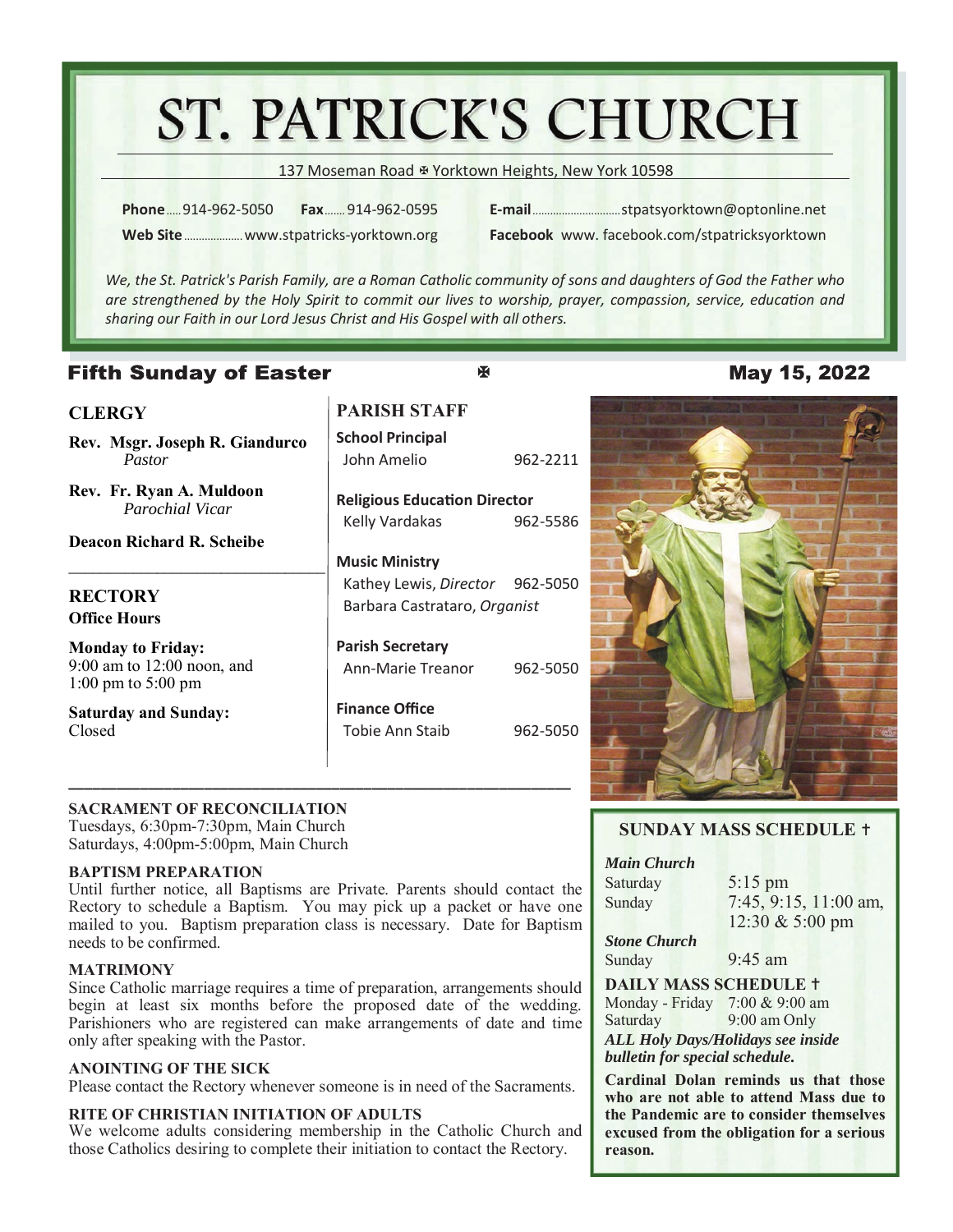# ST. PATRICK'S CHURCH

137 Moseman Road ✠ Yorktown Heights, New York 10598

**Phone**..... 914-962-5050 **Fax**....... 914-962-0595 **E-mail**.............................. stpatsyorktown@optonline.net

**Web Site**.................... www.stpatricks-yorktown.org **Facebook** www. facebook.com/stpatricksyorktown

*We, the St. Patrick's Parish Family, are a Roman Catholic community of sons and daughters of God the Father who are strengthened by the Holy Spirit to commit our lives to worship, prayer, compassion, service, education and sharing our Faith in our Lord Jesus Christ and His Gospel with all others.*

## Fifth Sunday of Easter ✠ May 15, 2022

### CLERGY

**Rev. Msgr. Joseph R. Giandurco**
*Pastor*

**Rev. Fr. Ryan A. Muldoon**
*Parochial Vicar*

**Deacon Richard R. Scheibe**

### RECTORY

**Office Hours**

**Monday to Friday:**
9:00 am to 12:00 noon, and
1:00 pm to 5:00 pm

**Saturday and Sunday:**
Closed

### PARISH STAFF

**School Principal**
John Amelio 962-2211

**Religious Education Director**
Kelly Vardakas 962-5586

**Music Ministry**
Kathey Lewis, *Director* 962-5050
Barbara Castrataro, *Organist*

**Parish Secretary**
Ann-Marie Treanor 962-5050

**Finance Office**
Tobie Ann Staib 962-5050

**SACRAMENT OF RECONCILIATION**
Tuesdays, 6:30pm-7:30pm, Main Church
Saturdays, 4:00pm-5:00pm, Main Church

**BAPTISM PREPARATION**
Until further notice, all Baptisms are Private. Parents should contact the Rectory to schedule a Baptism. You may pick up a packet or have one mailed to you. Baptism preparation class is necessary. Date for Baptism needs to be confirmed.

**MATRIMONY**
Since Catholic marriage requires a time of preparation, arrangements should begin at least six months before the proposed date of the wedding. Parishioners who are registered can make arrangements of date and time only after speaking with the Pastor.

**ANOINTING OF THE SICK**
Please contact the Rectory whenever someone is in need of the Sacraments.

**RITE OF CHRISTIAN INITIATION OF ADULTS**
We welcome adults considering membership in the Catholic Church and those Catholics desiring to complete their initiation to contact the Rectory.

### SUNDAY MASS SCHEDULE †

***Main Church***
Saturday 5:15 pm
Sunday 7:45, 9:15, 11:00 am, 12:30 & 5:00 pm

***Stone Church***
Sunday 9:45 am

**DAILY MASS SCHEDULE †**
Monday - Friday 7:00 & 9:00 am
Saturday 9:00 am Only

***ALL Holy Days/Holidays see inside bulletin for special schedule.***

**Cardinal Dolan reminds us that those who are not able to attend Mass due to the Pandemic are to consider themselves excused from the obligation for a serious reason.**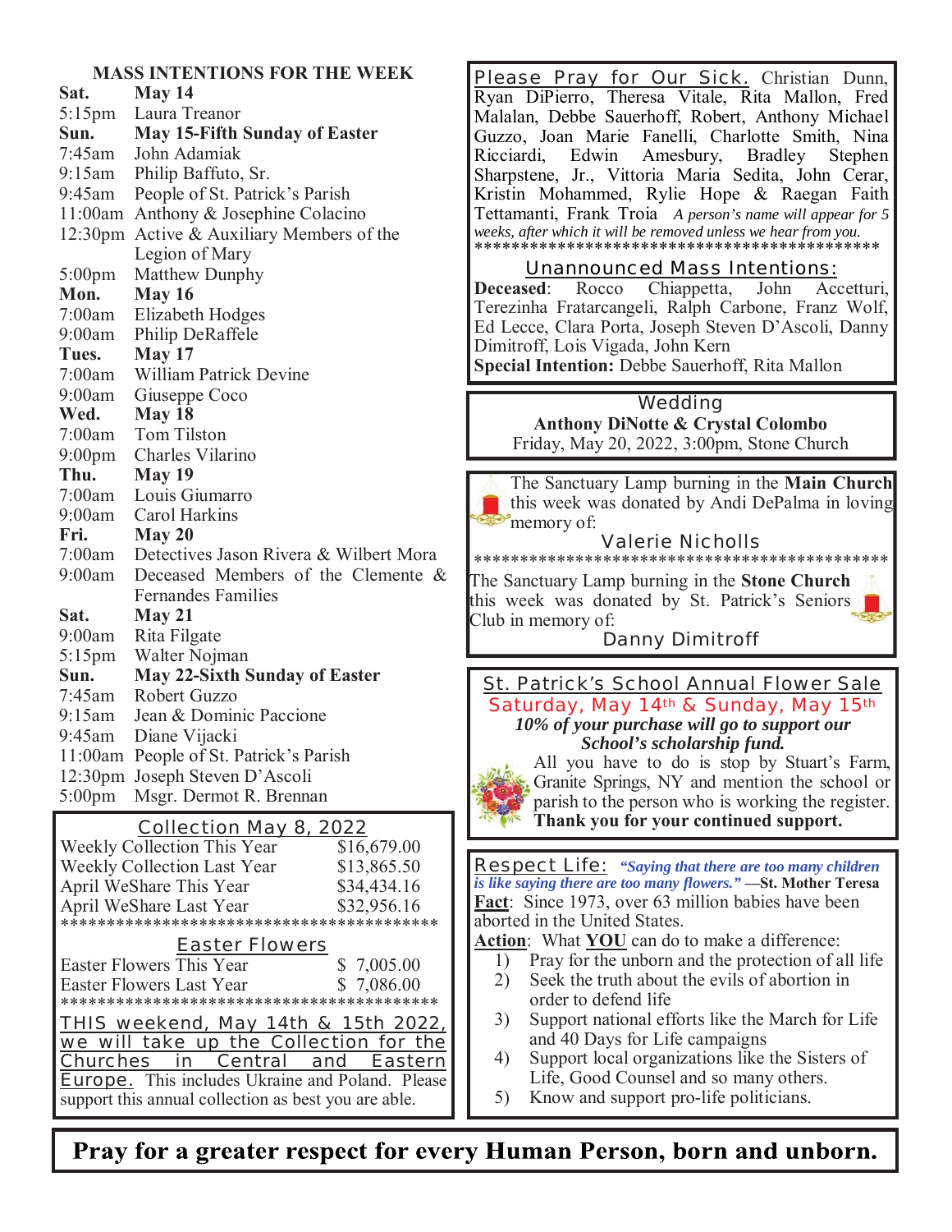## MASS INTENTIONS FOR THE WEEK

**Sat. May 14**
5:15pm Laura Treanor

**Sun. May 15-Fifth Sunday of Easter**
7:45am John Adamiak
9:15am Philip Baffuto, Sr.
9:45am People of St. Patrick's Parish
11:00am Anthony & Josephine Colacino
12:30pm Active & Auxiliary Members of the Legion of Mary
5:00pm Matthew Dunphy

**Mon. May 16**
7:00am Elizabeth Hodges
9:00am Philip DeRaffele

**Tues. May 17**
7:00am William Patrick Devine
9:00am Giuseppe Coco

**Wed. May 18**
7:00am Tom Tilston
9:00pm Charles Vilarino

**Thu. May 19**
7:00am Louis Giumarro
9:00am Carol Harkins

**Fri. May 20**
7:00am Detectives Jason Rivera & Wilbert Mora
9:00am Deceased Members of the Clemente & Fernandes Families

**Sat. May 21**
9:00am Rita Filgate
5:15pm Walter Nojman

**Sun. May 22-Sixth Sunday of Easter**
7:45am Robert Guzzo
9:15am Jean & Dominic Paccione
9:45am Diane Vijacki
11:00am People of St. Patrick's Parish
12:30pm Joseph Steven D'Ascoli
5:00pm Msgr. Dermot R. Brennan

## Collection May 8, 2022

| | |
|---|---|
| Weekly Collection This Year | $16,679.00 |
| Weekly Collection Last Year | $13,865.50 |
| April WeShare This Year | $34,434.16 |
| April WeShare Last Year | $32,956.16 |

## Easter Flowers

| | |
|---|---|
| Easter Flowers This Year | $ 7,005.00 |
| Easter Flowers Last Year | $ 7,086.00 |

THIS weekend, May 14th & 15th 2022, we will take up the Collection for the Churches in Central and Eastern Europe. This includes Ukraine and Poland. Please support this annual collection as best you are able.

**Please Pray for Our Sick.** Christian Dunn, Ryan DiPierro, Theresa Vitale, Rita Mallon, Fred Malalan, Debbe Sauerhoff, Robert, Anthony Michael Guzzo, Joan Marie Fanelli, Charlotte Smith, Nina Ricciardi, Edwin Amesbury, Bradley Stephen Sharpstene, Jr., Vittoria Maria Sedita, John Cerar, Kristin Mohammed, Rylie Hope & Raegan Faith Tettamanti, Frank Troia *A person's name will appear for 5 weeks, after which it will be removed unless we hear from you.*

## Unannounced Mass Intentions:

**Deceased**: Rocco Chiappetta, John Accetturi, Terezinha Fratarcangeli, Ralph Carbone, Franz Wolf, Ed Lecce, Clara Porta, Joseph Steven D'Ascoli, Danny Dimitroff, Lois Vigada, John Kern
**Special Intention:** Debbe Sauerhoff, Rita Mallon

## Wedding

**Anthony DiNotte & Crystal Colombo**
Friday, May 20, 2022, 3:00pm, Stone Church

The Sanctuary Lamp burning in the **Main Church** this week was donated by Andi DePalma in loving memory of:

Valerie Nicholls

The Sanctuary Lamp burning in the **Stone Church** this week was donated by St. Patrick's Seniors Club in memory of:

Danny Dimitroff

## St. Patrick's School Annual Flower Sale

Saturday, May 14th & Sunday, May 15th

***10% of your purchase will go to support our School's scholarship fund.***

All you have to do is stop by Stuart's Farm, Granite Springs, NY and mention the school or parish to the person who is working the register.
**Thank you for your continued support.**

**Respect Life:** ***"Saying that there are too many children is like saying there are too many flowers."*** **—St. Mother Teresa**

**Fact**: Since 1973, over 63 million babies have been aborted in the United States.

**Action**: What **YOU** can do to make a difference:

1) Pray for the unborn and the protection of all life
2) Seek the truth about the evils of abortion in order to defend life
3) Support national efforts like the March for Life and 40 Days for Life campaigns
4) Support local organizations like the Sisters of Life, Good Counsel and so many others.
5) Know and support pro-life politicians.

**Pray for a greater respect for every Human Person, born and unborn.**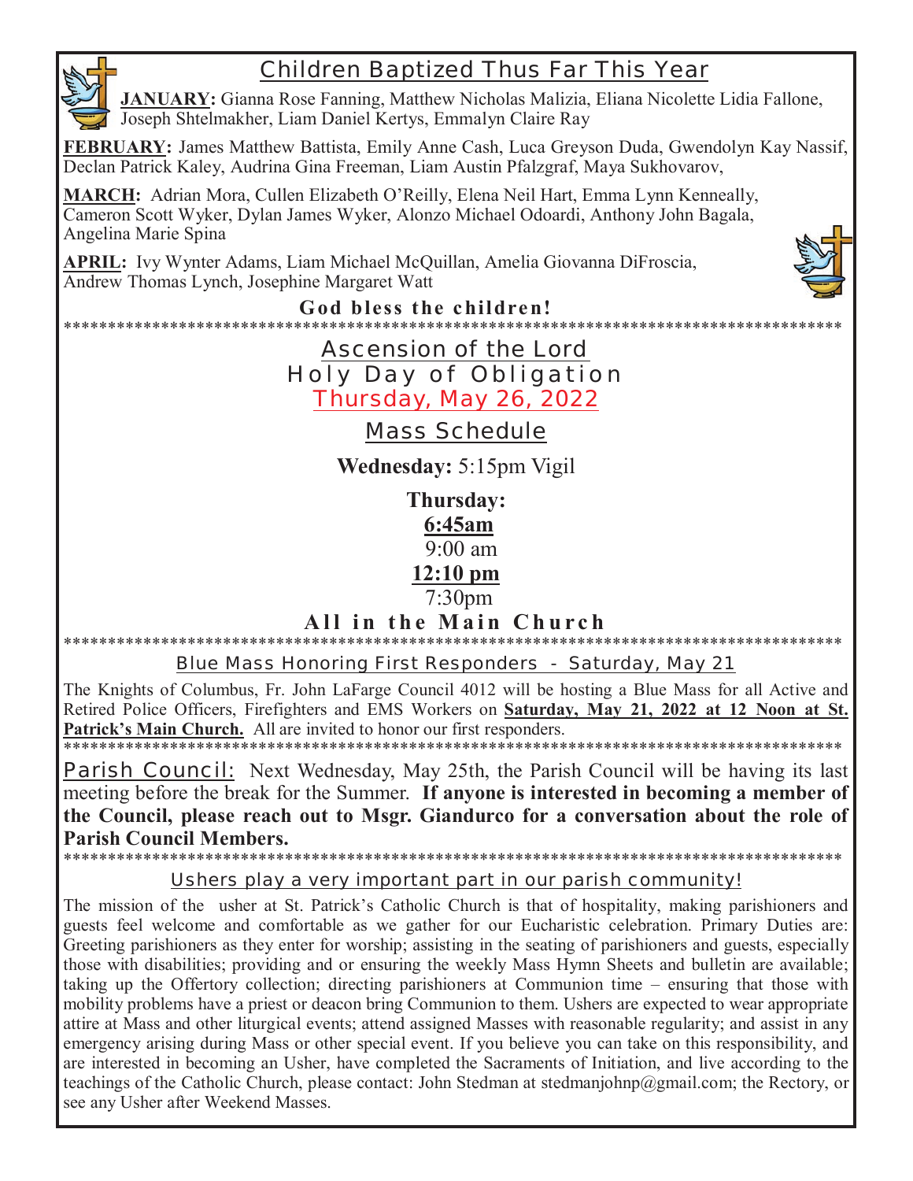## Children Baptized Thus Far This Year

**JANUARY:** Gianna Rose Fanning, Matthew Nicholas Malizia, Eliana Nicolette Lidia Fallone, Joseph Shtelmakher, Liam Daniel Kertys, Emmalyn Claire Ray

**FEBRUARY:** James Matthew Battista, Emily Anne Cash, Luca Greyson Duda, Gwendolyn Kay Nassif, Declan Patrick Kaley, Audrina Gina Freeman, Liam Austin Pfalzgraf, Maya Sukhovarov,

**MARCH:** Adrian Mora, Cullen Elizabeth O'Reilly, Elena Neil Hart, Emma Lynn Kenneally, Cameron Scott Wyker, Dylan James Wyker, Alonzo Michael Odoardi, Anthony John Bagala, Angelina Marie Spina

**APRIL:** Ivy Wynter Adams, Liam Michael McQuillan, Amelia Giovanna DiFroscia, Andrew Thomas Lynch, Josephine Margaret Watt

**God bless the children!**

*****************************************************************************************

## Ascension of the Lord

## Holy Day of Obligation

## Thursday, May 26, 2022

### Mass Schedule

**Wednesday:** 5:15pm Vigil

**Thursday:**

**6:45am**

9:00 am

**12:10 pm**

7:30pm

**All in the Main Church**

*****************************************************************************************

### Blue Mass Honoring First Responders - Saturday, May 21

The Knights of Columbus, Fr. John LaFarge Council 4012 will be hosting a Blue Mass for all Active and Retired Police Officers, Firefighters and EMS Workers on **Saturday, May 21, 2022 at 12 Noon at St. Patrick's Main Church.** All are invited to honor our first responders.

*****************************************************************************************

Parish Council: Next Wednesday, May 25th, the Parish Council will be having its last meeting before the break for the Summer. **If anyone is interested in becoming a member of the Council, please reach out to Msgr. Giandurco for a conversation about the role of Parish Council Members.**

*****************************************************************************************

### Ushers play a very important part in our parish community!

The mission of the usher at St. Patrick's Catholic Church is that of hospitality, making parishioners and guests feel welcome and comfortable as we gather for our Eucharistic celebration. Primary Duties are: Greeting parishioners as they enter for worship; assisting in the seating of parishioners and guests, especially those with disabilities; providing and or ensuring the weekly Mass Hymn Sheets and bulletin are available; taking up the Offertory collection; directing parishioners at Communion time – ensuring that those with mobility problems have a priest or deacon bring Communion to them. Ushers are expected to wear appropriate attire at Mass and other liturgical events; attend assigned Masses with reasonable regularity; and assist in any emergency arising during Mass or other special event. If you believe you can take on this responsibility, and are interested in becoming an Usher, have completed the Sacraments of Initiation, and live according to the teachings of the Catholic Church, please contact: John Stedman at stedmanjohnp@gmail.com; the Rectory, or see any Usher after Weekend Masses.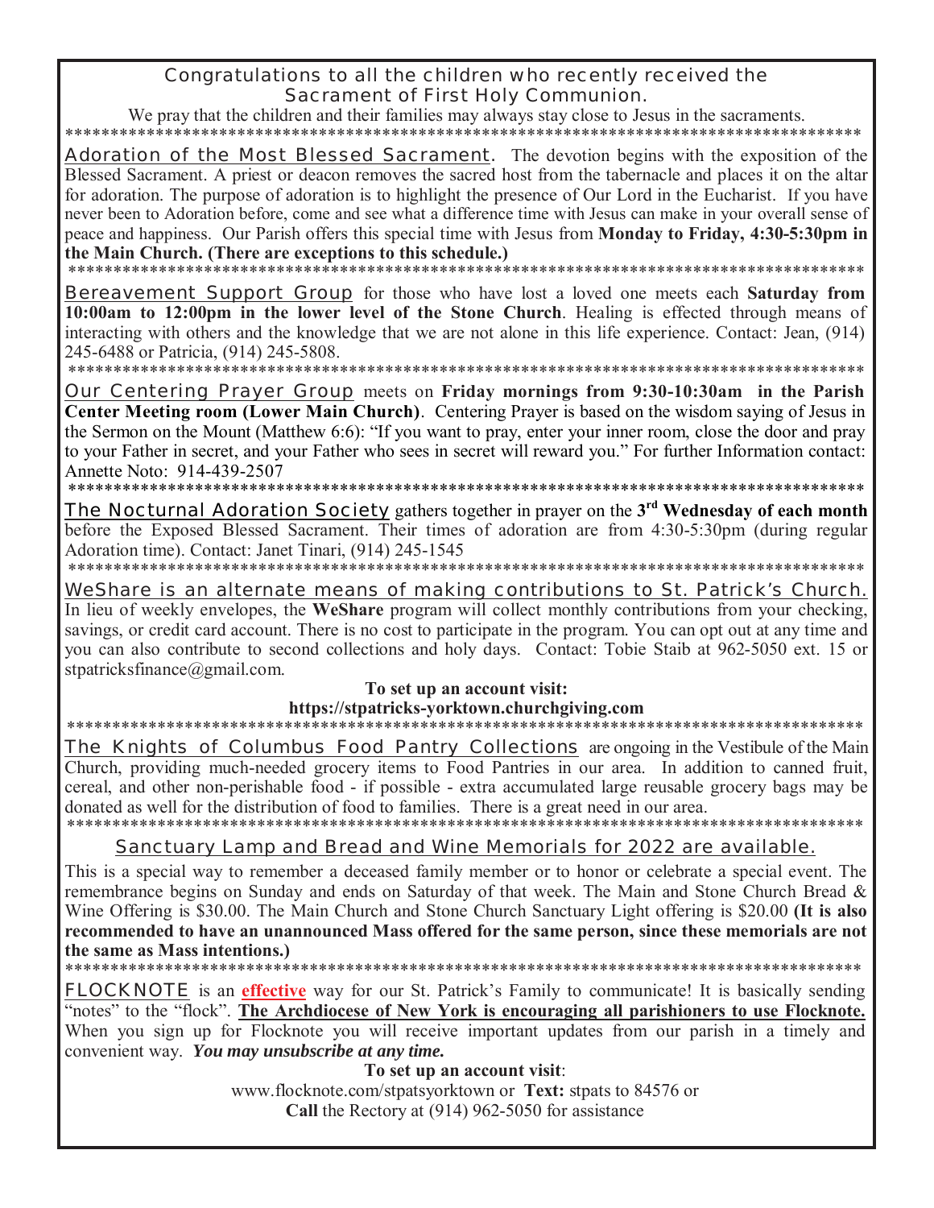Congratulations to all the children who recently received the Sacrament of First Holy Communion.

We pray that the children and their families may always stay close to Jesus in the sacraments.

*******************************************************************************************

Adoration of the Most Blessed Sacrament. The devotion begins with the exposition of the Blessed Sacrament. A priest or deacon removes the sacred host from the tabernacle and places it on the altar for adoration. The purpose of adoration is to highlight the presence of Our Lord in the Eucharist. If you have never been to Adoration before, come and see what a difference time with Jesus can make in your overall sense of peace and happiness. Our Parish offers this special time with Jesus from **Monday to Friday, 4:30-5:30pm in the Main Church. (There are exceptions to this schedule.)**

*******************************************************************************************

Bereavement Support Group for those who have lost a loved one meets each **Saturday from 10:00am to 12:00pm in the lower level of the Stone Church**. Healing is effected through means of interacting with others and the knowledge that we are not alone in this life experience. Contact: Jean, (914) 245-6488 or Patricia, (914) 245-5808.

*******************************************************************************************

Our Centering Prayer Group meets on **Friday mornings from 9:30-10:30am in the Parish Center Meeting room (Lower Main Church)**. Centering Prayer is based on the wisdom saying of Jesus in the Sermon on the Mount (Matthew 6:6): "If you want to pray, enter your inner room, close the door and pray to your Father in secret, and your Father who sees in secret will reward you." For further Information contact: Annette Noto: 914-439-2507

*******************************************************************************************

The Nocturnal Adoration Society gathers together in prayer on the **3rd Wednesday of each month** before the Exposed Blessed Sacrament. Their times of adoration are from 4:30-5:30pm (during regular Adoration time). Contact: Janet Tinari, (914) 245-1545

*******************************************************************************************

WeShare is an alternate means of making contributions to St. Patrick's Church. In lieu of weekly envelopes, the **WeShare** program will collect monthly contributions from your checking, savings, or credit card account. There is no cost to participate in the program. You can opt out at any time and you can also contribute to second collections and holy days. Contact: Tobie Staib at 962-5050 ext. 15 or stpatricksfinance@gmail.com.

**To set up an account visit:**
**https://stpatricks-yorktown.churchgiving.com**

*******************************************************************************************

The Knights of Columbus Food Pantry Collections are ongoing in the Vestibule of the Main Church, providing much-needed grocery items to Food Pantries in our area. In addition to canned fruit, cereal, and other non-perishable food - if possible - extra accumulated large reusable grocery bags may be donated as well for the distribution of food to families. There is a great need in our area.

*******************************************************************************************

Sanctuary Lamp and Bread and Wine Memorials for 2022 are available.

This is a special way to remember a deceased family member or to honor or celebrate a special event. The remembrance begins on Sunday and ends on Saturday of that week. The Main and Stone Church Bread & Wine Offering is $30.00. The Main Church and Stone Church Sanctuary Light offering is $20.00 **(It is also recommended to have an unannounced Mass offered for the same person, since these memorials are not the same as Mass intentions.)**

*******************************************************************************************

FLOCKNOTE is an **effective** way for our St. Patrick's Family to communicate! It is basically sending "notes" to the "flock". **The Archdiocese of New York is encouraging all parishioners to use Flocknote.** When you sign up for Flocknote you will receive important updates from our parish in a timely and convenient way. ***You may unsubscribe at any time.***

**To set up an account visit**:
www.flocknote.com/stpatsyorktown or **Text:** stpats to 84576 or
**Call** the Rectory at (914) 962-5050 for assistance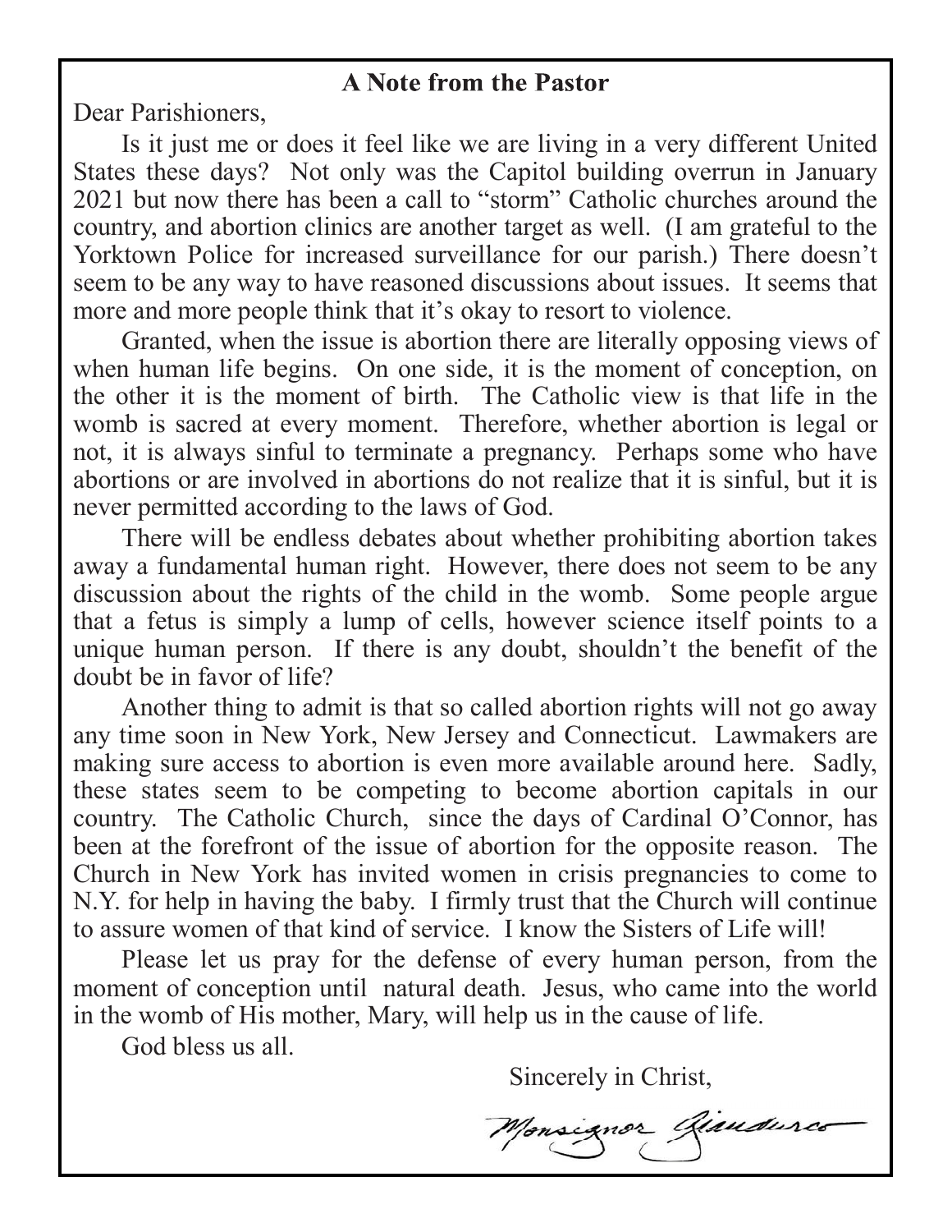## A Note from the Pastor

Dear Parishioners,

Is it just me or does it feel like we are living in a very different United States these days? Not only was the Capitol building overrun in January 2021 but now there has been a call to "storm" Catholic churches around the country, and abortion clinics are another target as well. (I am grateful to the Yorktown Police for increased surveillance for our parish.) There doesn't seem to be any way to have reasoned discussions about issues. It seems that more and more people think that it's okay to resort to violence.

Granted, when the issue is abortion there are literally opposing views of when human life begins. On one side, it is the moment of conception, on the other it is the moment of birth. The Catholic view is that life in the womb is sacred at every moment. Therefore, whether abortion is legal or not, it is always sinful to terminate a pregnancy. Perhaps some who have abortions or are involved in abortions do not realize that it is sinful, but it is never permitted according to the laws of God.

There will be endless debates about whether prohibiting abortion takes away a fundamental human right. However, there does not seem to be any discussion about the rights of the child in the womb. Some people argue that a fetus is simply a lump of cells, however science itself points to a unique human person. If there is any doubt, shouldn't the benefit of the doubt be in favor of life?

Another thing to admit is that so called abortion rights will not go away any time soon in New York, New Jersey and Connecticut. Lawmakers are making sure access to abortion is even more available around here. Sadly, these states seem to be competing to become abortion capitals in our country. The Catholic Church, since the days of Cardinal O'Connor, has been at the forefront of the issue of abortion for the opposite reason. The Church in New York has invited women in crisis pregnancies to come to N.Y. for help in having the baby. I firmly trust that the Church will continue to assure women of that kind of service. I know the Sisters of Life will!

Please let us pray for the defense of every human person, from the moment of conception until natural death. Jesus, who came into the world in the womb of His mother, Mary, will help us in the cause of life.

God bless us all.

Sincerely in Christ,

Monsignor Giandurco